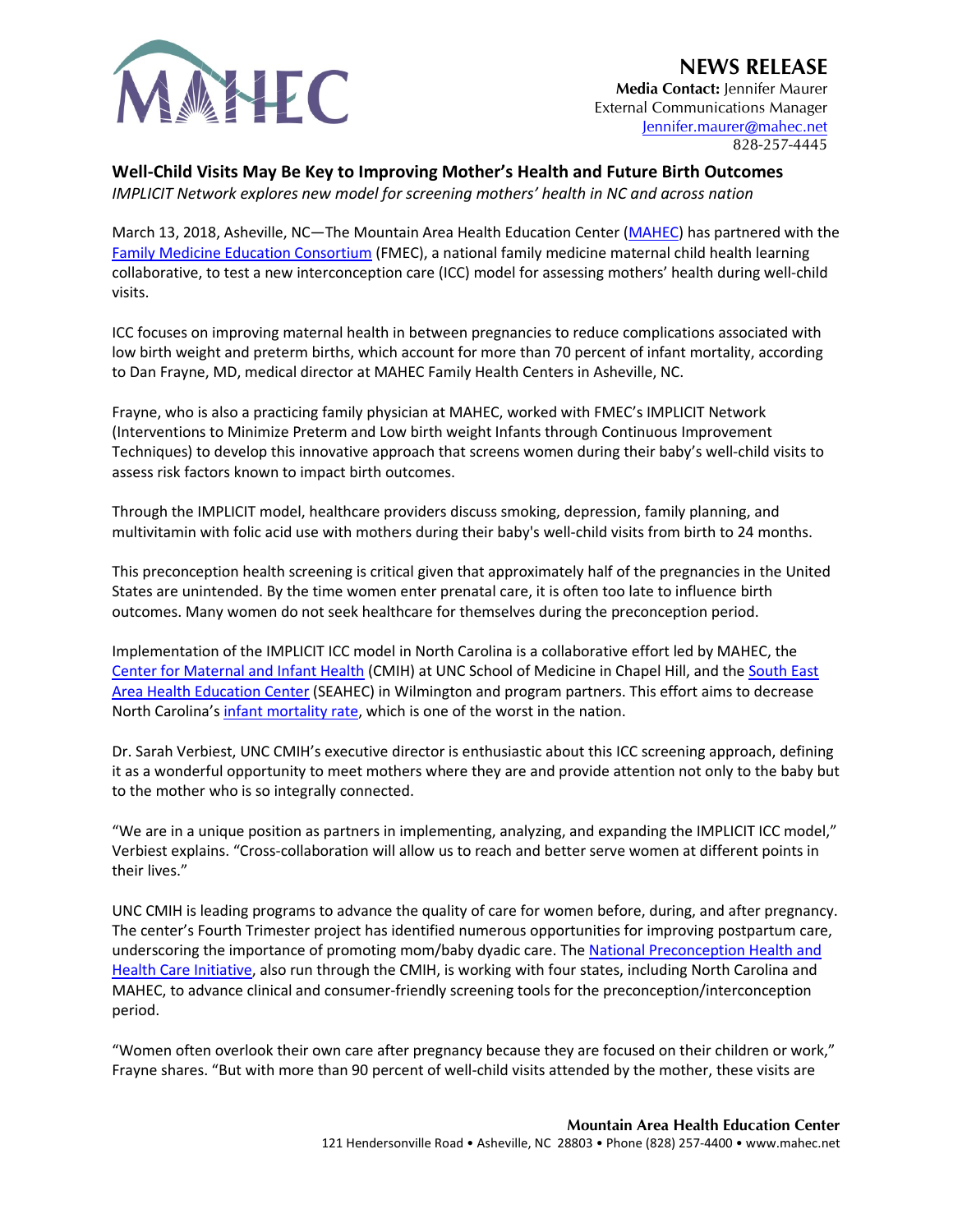MAHEC

# NEWS RELEASE

**Media Contact:** Jennifer Maurer
External Communications Manager
Jennifer.maurer@mahec.net
828-257-4445

## Well-Child Visits May Be Key to Improving Mother's Health and Future Birth Outcomes

*IMPLICIT Network explores new model for screening mothers' health in NC and across nation*

March 13, 2018, Asheville, NC—The Mountain Area Health Education Center (MAHEC) has partnered with the Family Medicine Education Consortium (FMEC), a national family medicine maternal child health learning collaborative, to test a new interconception care (ICC) model for assessing mothers' health during well-child visits.

ICC focuses on improving maternal health in between pregnancies to reduce complications associated with low birth weight and preterm births, which account for more than 70 percent of infant mortality, according to Dan Frayne, MD, medical director at MAHEC Family Health Centers in Asheville, NC.

Frayne, who is also a practicing family physician at MAHEC, worked with FMEC's IMPLICIT Network (Interventions to Minimize Preterm and Low birth weight Infants through Continuous Improvement Techniques) to develop this innovative approach that screens women during their baby's well-child visits to assess risk factors known to impact birth outcomes.

Through the IMPLICIT model, healthcare providers discuss smoking, depression, family planning, and multivitamin with folic acid use with mothers during their baby's well-child visits from birth to 24 months.

This preconception health screening is critical given that approximately half of the pregnancies in the United States are unintended. By the time women enter prenatal care, it is often too late to influence birth outcomes. Many women do not seek healthcare for themselves during the preconception period.

Implementation of the IMPLICIT ICC model in North Carolina is a collaborative effort led by MAHEC, the Center for Maternal and Infant Health (CMIH) at UNC School of Medicine in Chapel Hill, and the South East Area Health Education Center (SEAHEC) in Wilmington and program partners. This effort aims to decrease North Carolina's infant mortality rate, which is one of the worst in the nation.

Dr. Sarah Verbiest, UNC CMIH's executive director is enthusiastic about this ICC screening approach, defining it as a wonderful opportunity to meet mothers where they are and provide attention not only to the baby but to the mother who is so integrally connected.

"We are in a unique position as partners in implementing, analyzing, and expanding the IMPLICIT ICC model," Verbiest explains. "Cross-collaboration will allow us to reach and better serve women at different points in their lives."

UNC CMIH is leading programs to advance the quality of care for women before, during, and after pregnancy. The center's Fourth Trimester project has identified numerous opportunities for improving postpartum care, underscoring the importance of promoting mom/baby dyadic care. The National Preconception Health and Health Care Initiative, also run through the CMIH, is working with four states, including North Carolina and MAHEC, to advance clinical and consumer-friendly screening tools for the preconception/interconception period.

"Women often overlook their own care after pregnancy because they are focused on their children or work," Frayne shares. "But with more than 90 percent of well-child visits attended by the mother, these visits are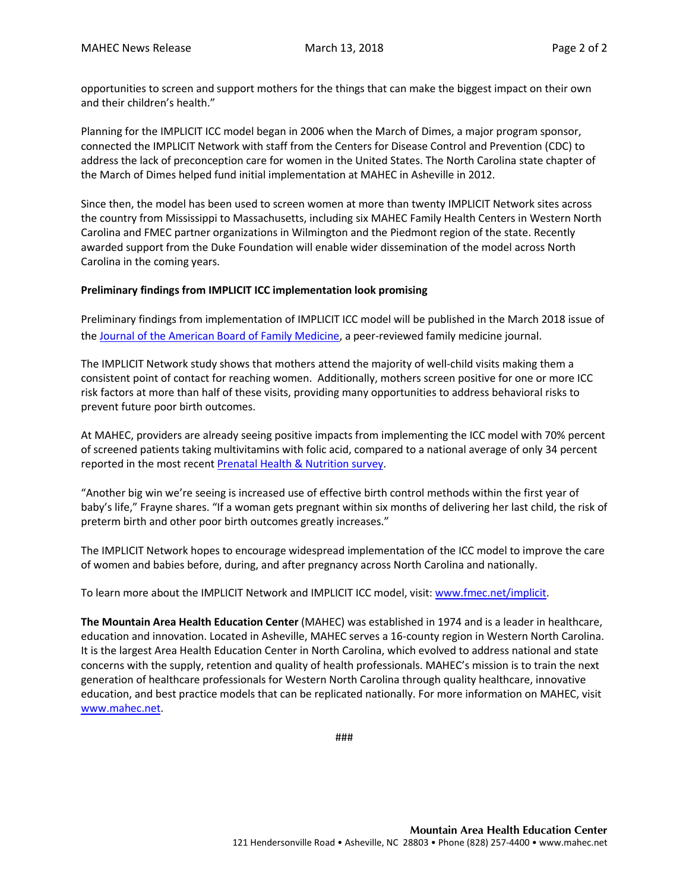opportunities to screen and support mothers for the things that can make the biggest impact on their own and their children's health."

Planning for the IMPLICIT ICC model began in 2006 when the March of Dimes, a major program sponsor, connected the IMPLICIT Network with staff from the Centers for Disease Control and Prevention (CDC) to address the lack of preconception care for women in the United States. The North Carolina state chapter of the March of Dimes helped fund initial implementation at MAHEC in Asheville in 2012.

Since then, the model has been used to screen women at more than twenty IMPLICIT Network sites across the country from Mississippi to Massachusetts, including six MAHEC Family Health Centers in Western North Carolina and FMEC partner organizations in Wilmington and the Piedmont region of the state. Recently awarded support from the Duke Foundation will enable wider dissemination of the model across North Carolina in the coming years.

**Preliminary findings from IMPLICIT ICC implementation look promising**

Preliminary findings from implementation of IMPLICIT ICC model will be published in the March 2018 issue of the Journal of the American Board of Family Medicine, a peer-reviewed family medicine journal.

The IMPLICIT Network study shows that mothers attend the majority of well-child visits making them a consistent point of contact for reaching women. Additionally, mothers screen positive for one or more ICC risk factors at more than half of these visits, providing many opportunities to address behavioral risks to prevent future poor birth outcomes.

At MAHEC, providers are already seeing positive impacts from implementing the ICC model with 70% percent of screened patients taking multivitamins with folic acid, compared to a national average of only 34 percent reported in the most recent Prenatal Health & Nutrition survey.

"Another big win we're seeing is increased use of effective birth control methods within the first year of baby's life," Frayne shares. "If a woman gets pregnant within six months of delivering her last child, the risk of preterm birth and other poor birth outcomes greatly increases."

The IMPLICIT Network hopes to encourage widespread implementation of the ICC model to improve the care of women and babies before, during, and after pregnancy across North Carolina and nationally.

To learn more about the IMPLICIT Network and IMPLICIT ICC model, visit: www.fmec.net/implicit.

**The Mountain Area Health Education Center** (MAHEC) was established in 1974 and is a leader in healthcare, education and innovation. Located in Asheville, MAHEC serves a 16-county region in Western North Carolina. It is the largest Area Health Education Center in North Carolina, which evolved to address national and state concerns with the supply, retention and quality of health professionals. MAHEC's mission is to train the next generation of healthcare professionals for Western North Carolina through quality healthcare, innovative education, and best practice models that can be replicated nationally. For more information on MAHEC, visit www.mahec.net.

###